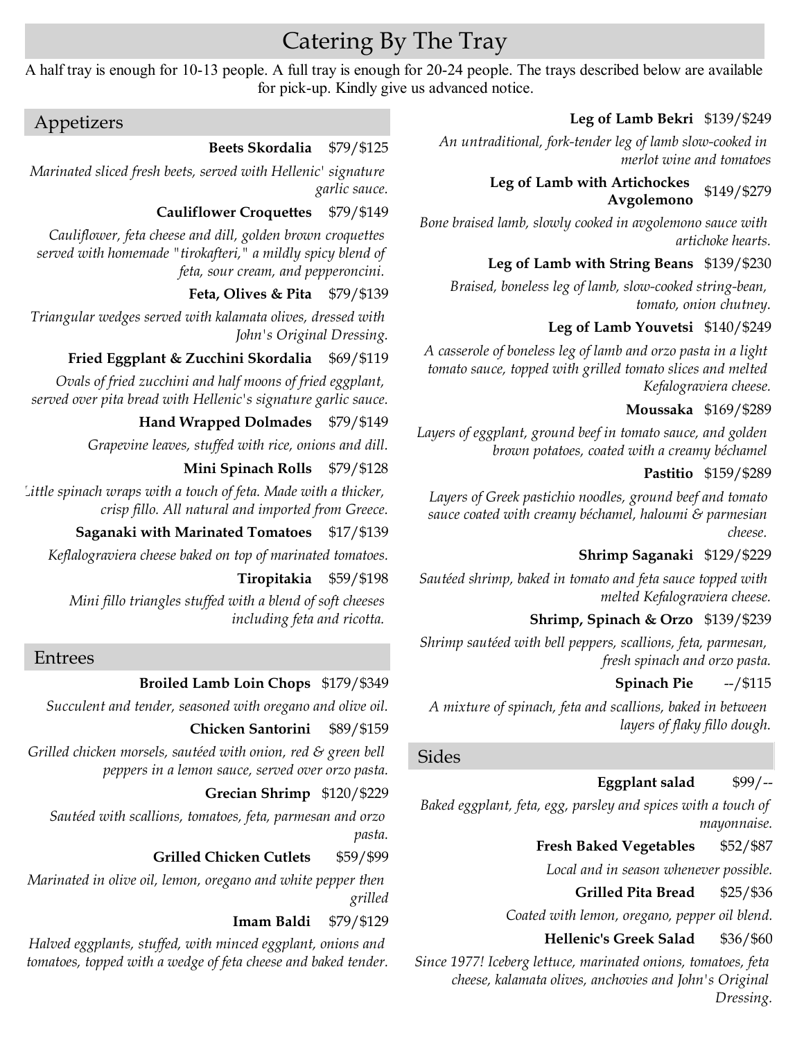# Catering By The Tray

A half tray is enough for 10-13 people. A full tray is enough for 20-24 people. The trays described below are available for pick-up. Kindly give us advanced notice.

## Appetizers

**Beets Skordalia** $79/$125

*Marinated sliced fresh beets, served with Hellenic' signature garlic sauce.*

**Cauliflower Croquettes** $79/$149

*Cauliflower, feta cheese and dill, golden brown croquettes served with homemade "tirokafteri," a mildly spicy blend of feta, sour cream, and pepperoncini.*

**Feta, Olives & Pita** $79/$139

*Triangular wedges served with kalamata olives, dressed with John's Original Dressing.*

**Fried Eggplant & Zucchini Skordalia** $69/$119

*Ovals of fried zucchini and half moons of fried eggplant, served over pita bread with Hellenic's signature garlic sauce.*

**Hand Wrapped Dolmades** $79/$149

*Grapevine leaves, stuffed with rice, onions and dill.*

**Mini Spinach Rolls** $79/$128

*Little spinach wraps with a touch of feta. Made with a thicker, crisp fillo. All natural and imported from Greece.*

**Saganaki with Marinated Tomatoes** $17/$139

*Keflalograviera cheese baked on top of marinated tomatoes.*

**Tiropitakia** $59/$198

*Mini fillo triangles stuffed with a blend of soft cheeses including feta and ricotta.*

## Entrees

**Broiled Lamb Loin Chops** $179/$349

*Succulent and tender, seasoned with oregano and olive oil.*

**Chicken Santorini** $89/$159

*Grilled chicken morsels, sautéed with onion, red & green bell peppers in a lemon sauce, served over orzo pasta.*

**Grecian Shrimp** $120/$229

*Sautéed with scallions, tomatoes, feta, parmesan and orzo pasta.*

**Grilled Chicken Cutlets** $59/$99

*Marinated in olive oil, lemon, oregano and white pepper then grilled*

**Imam Baldi** $79/$129

*Halved eggplants, stuffed, with minced eggplant, onions and tomatoes, topped with a wedge of feta cheese and baked tender.*

**Leg of Lamb Bekri** $139/$249

*An untraditional, fork-tender leg of lamb slow-cooked in merlot wine and tomatoes*

**Leg of Lamb with Artichockes Avgolemono** $149/$279

*Bone braised lamb, slowly cooked in avgolemono sauce with artichoke hearts.*

**Leg of Lamb with String Beans** $139/$230

*Braised, boneless leg of lamb, slow-cooked string-bean, tomato, onion chutney.*

**Leg of Lamb Youvetsi** $140/$249

*A casserole of boneless leg of lamb and orzo pasta in a light tomato sauce, topped with grilled tomato slices and melted Kefalograviera cheese.*

**Moussaka** $169/$289

*Layers of eggplant, ground beef in tomato sauce, and golden brown potatoes, coated with a creamy béchamel*

**Pastitio** $159/$289

*Layers of Greek pastichio noodles, ground beef and tomato sauce coated with creamy béchamel, haloumi & parmesian cheese.*

**Shrimp Saganaki** $129/$229

*Sautéed shrimp, baked in tomato and feta sauce topped with melted Kefalograviera cheese.*

**Shrimp, Spinach & Orzo** $139/$239

*Shrimp sautéed with bell peppers, scallions, feta, parmesan, fresh spinach and orzo pasta.*

**Spinach Pie** --/$115

*A mixture of spinach, feta and scallions, baked in between layers of flaky fillo dough.*

## Sides

**Eggplant salad** $99/--

*Baked eggplant, feta, egg, parsley and spices with a touch of mayonnaise.*

**Fresh Baked Vegetables** $52/$87

*Local and in season whenever possible.*

**Grilled Pita Bread** $25/$36

*Coated with lemon, oregano, pepper oil blend.*

**Hellenic's Greek Salad** $36/$60

*Since 1977! Iceberg lettuce, marinated onions, tomatoes, feta cheese, kalamata olives, anchovies and John's Original Dressing.*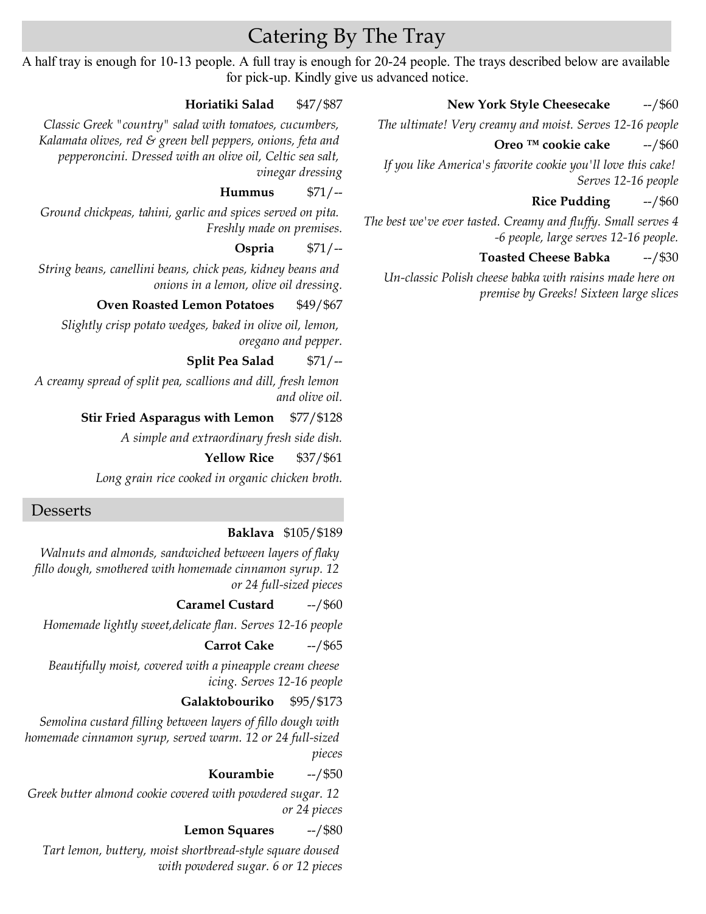# Catering By The Tray

A half tray is enough for 10-13 people. A full tray is enough for 20-24 people. The trays described below are available for pick-up. Kindly give us advanced notice.

**Horiatiki Salad** $47/$87

*Classic Greek "country" salad with tomatoes, cucumbers, Kalamata olives, red & green bell peppers, onions, feta and pepperoncini. Dressed with an olive oil, Celtic sea salt, vinegar dressing*

**Hummus** $71/--

*Ground chickpeas, tahini, garlic and spices served on pita. Freshly made on premises.*

**Ospria** $71/--

*String beans, canellini beans, chick peas, kidney beans and onions in a lemon, olive oil dressing.*

**Oven Roasted Lemon Potatoes** $49/$67

*Slightly crisp potato wedges, baked in olive oil, lemon, oregano and pepper.*

**Split Pea Salad** $71/--

*A creamy spread of split pea, scallions and dill, fresh lemon and olive oil.*

**Stir Fried Asparagus with Lemon** $77/$128

*A simple and extraordinary fresh side dish.*

**Yellow Rice** $37/$61

*Long grain rice cooked in organic chicken broth.*

## Desserts

**Baklava** $105/$189

*Walnuts and almonds, sandwiched between layers of flaky fillo dough, smothered with homemade cinnamon syrup. 12 or 24 full-sized pieces*

**Caramel Custard** --/$60

*Homemade lightly sweet,delicate flan. Serves 12-16 people*

**Carrot Cake** --/$65

*Beautifully moist, covered with a pineapple cream cheese icing. Serves 12-16 people*

**Galaktobouriko** $95/$173

*Semolina custard filling between layers of fillo dough with homemade cinnamon syrup, served warm. 12 or 24 full-sized pieces*

**Kourambie** --/$50

*Greek butter almond cookie covered with powdered sugar. 12 or 24 pieces*

**Lemon Squares** --/$80

*Tart lemon, buttery, moist shortbread-style square doused with powdered sugar. 6 or 12 pieces*

**New York Style Cheesecake** --/$60

*The ultimate! Very creamy and moist. Serves 12-16 people*

**Oreo ™ cookie cake** --/$60

*If you like America's favorite cookie you'll love this cake! Serves 12-16 people*

**Rice Pudding** --/$60

*The best we've ever tasted. Creamy and fluffy. Small serves 4 -6 people, large serves 12-16 people.*

**Toasted Cheese Babka** --/$30

*Un-classic Polish cheese babka with raisins made here on premise by Greeks! Sixteen large slices*